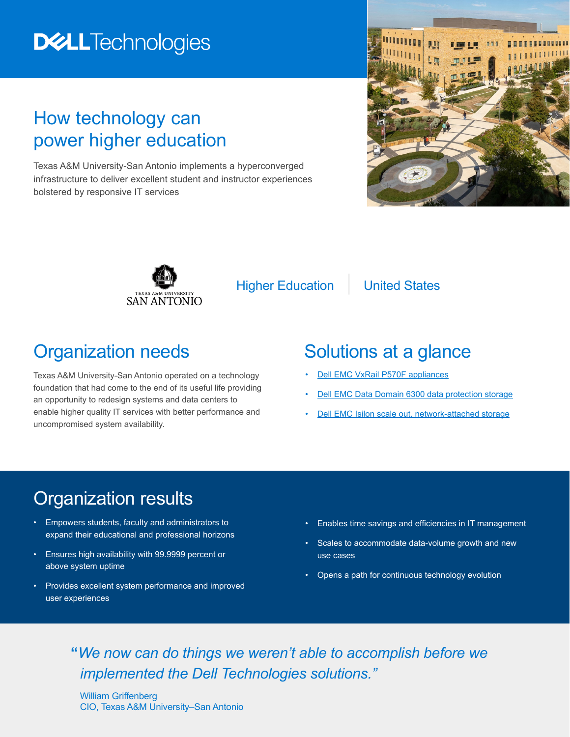Dell Technologies

# How technology can power higher education

Texas A&M University-San Antonio implements a hyperconverged infrastructure to deliver excellent student and instructor experiences bolstered by responsive IT services

TEXAS A&M UNIVERSITY SAN ANTONIO

Higher Education | United States

## Organization needs

Texas A&M University-San Antonio operated on a technology foundation that had come to the end of its useful life providing an opportunity to redesign systems and data centers to enable higher quality IT services with better performance and uncompromised system availability.

## Solutions at a glance

- Dell EMC VxRail P570F appliances
- Dell EMC Data Domain 6300 data protection storage
- Dell EMC Isilon scale out, network-attached storage

## Organization results

- Empowers students, faculty and administrators to expand their educational and professional horizons
- Ensures high availability with 99.9999 percent or above system uptime
- Provides excellent system performance and improved user experiences
- Enables time savings and efficiencies in IT management
- Scales to accommodate data-volume growth and new use cases
- Opens a path for continuous technology evolution

> *"We now can do things we weren't able to accomplish before we implemented the Dell Technologies solutions."*
>
> William Griffenberg
> CIO, Texas A&M University–San Antonio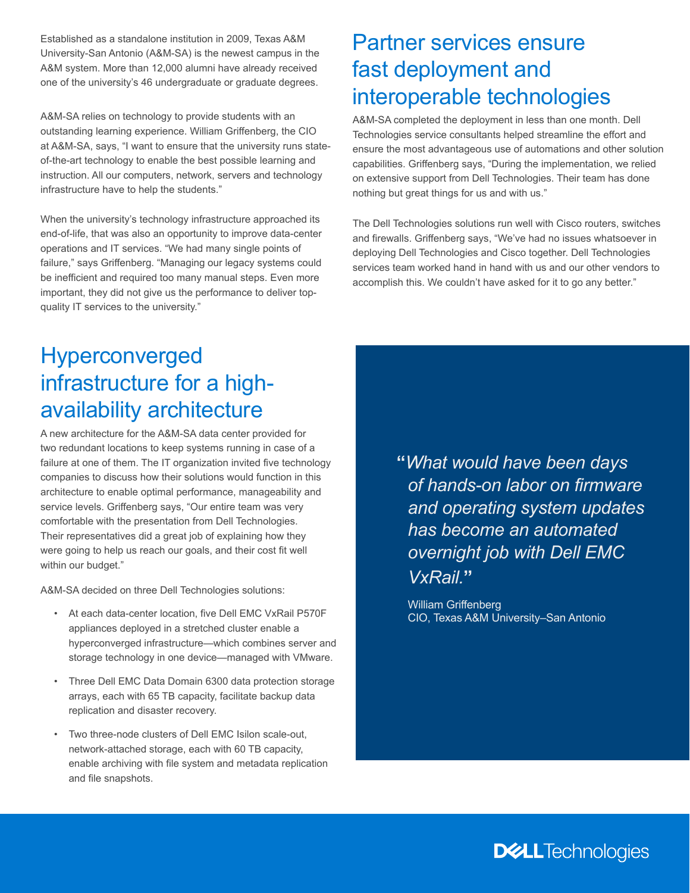Established as a standalone institution in 2009, Texas A&M University-San Antonio (A&M-SA) is the newest campus in the A&M system. More than 12,000 alumni have already received one of the university's 46 undergraduate or graduate degrees.

A&M-SA relies on technology to provide students with an outstanding learning experience. William Griffenberg, the CIO at A&M-SA, says, "I want to ensure that the university runs state-of-the-art technology to enable the best possible learning and instruction. All our computers, network, servers and technology infrastructure have to help the students."

When the university's technology infrastructure approached its end-of-life, that was also an opportunity to improve data-center operations and IT services. "We had many single points of failure," says Griffenberg. "Managing our legacy systems could be inefficient and required too many manual steps. Even more important, they did not give us the performance to deliver top-quality IT services to the university."

## Hyperconverged infrastructure for a high-availability architecture

A new architecture for the A&M-SA data center provided for two redundant locations to keep systems running in case of a failure at one of them. The IT organization invited five technology companies to discuss how their solutions would function in this architecture to enable optimal performance, manageability and service levels. Griffenberg says, "Our entire team was very comfortable with the presentation from Dell Technologies. Their representatives did a great job of explaining how they were going to help us reach our goals, and their cost fit well within our budget."

A&M-SA decided on three Dell Technologies solutions:

- At each data-center location, five Dell EMC VxRail P570F appliances deployed in a stretched cluster enable a hyperconverged infrastructure—which combines server and storage technology in one device—managed with VMware.
- Three Dell EMC Data Domain 6300 data protection storage arrays, each with 65 TB capacity, facilitate backup data replication and disaster recovery.
- Two three-node clusters of Dell EMC Isilon scale-out, network-attached storage, each with 60 TB capacity, enable archiving with file system and metadata replication and file snapshots.

## Partner services ensure fast deployment and interoperable technologies

A&M-SA completed the deployment in less than one month. Dell Technologies service consultants helped streamline the effort and ensure the most advantageous use of automations and other solution capabilities. Griffenberg says, "During the implementation, we relied on extensive support from Dell Technologies. Their team has done nothing but great things for us and with us."

The Dell Technologies solutions run well with Cisco routers, switches and firewalls. Griffenberg says, "We've had no issues whatsoever in deploying Dell Technologies and Cisco together. Dell Technologies services team worked hand in hand with us and our other vendors to accomplish this. We couldn't have asked for it to go any better."

> *"What would have been days of hands-on labor on firmware and operating system updates has become an automated overnight job with Dell EMC VxRail."*
>
> William Griffenberg
> CIO, Texas A&M University–San Antonio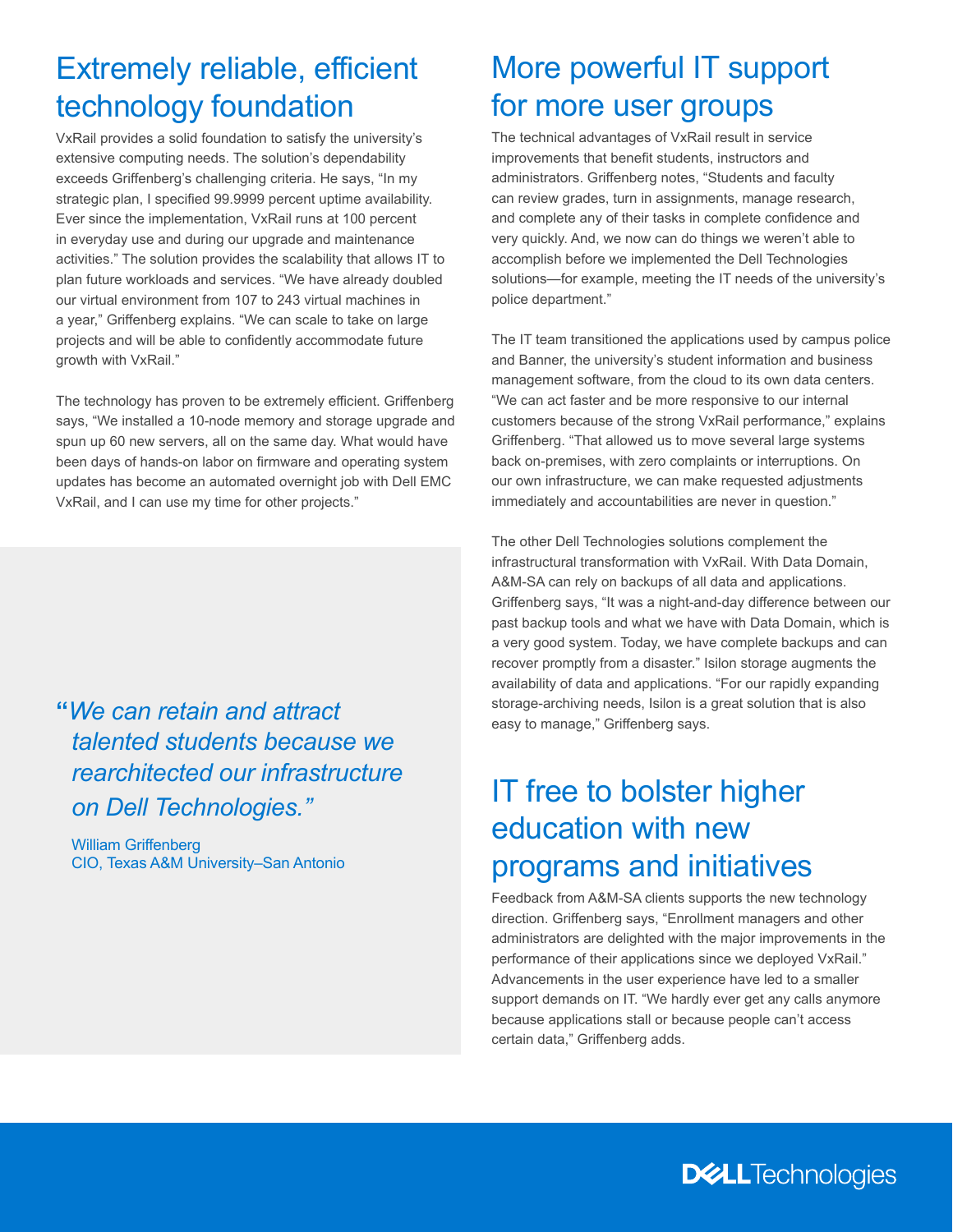## Extremely reliable, efficient technology foundation

VxRail provides a solid foundation to satisfy the university's extensive computing needs. The solution's dependability exceeds Griffenberg's challenging criteria. He says, "In my strategic plan, I specified 99.9999 percent uptime availability. Ever since the implementation, VxRail runs at 100 percent in everyday use and during our upgrade and maintenance activities." The solution provides the scalability that allows IT to plan future workloads and services. "We have already doubled our virtual environment from 107 to 243 virtual machines in a year," Griffenberg explains. "We can scale to take on large projects and will be able to confidently accommodate future growth with VxRail."

The technology has proven to be extremely efficient. Griffenberg says, "We installed a 10-node memory and storage upgrade and spun up 60 new servers, all on the same day. What would have been days of hands-on labor on firmware and operating system updates has become an automated overnight job with Dell EMC VxRail, and I can use my time for other projects."

> *"We can retain and attract talented students because we rearchitected our infrastructure on Dell Technologies."*
>
> William Griffenberg
> CIO, Texas A&M University–San Antonio

## More powerful IT support for more user groups

The technical advantages of VxRail result in service improvements that benefit students, instructors and administrators. Griffenberg notes, "Students and faculty can review grades, turn in assignments, manage research, and complete any of their tasks in complete confidence and very quickly. And, we now can do things we weren't able to accomplish before we implemented the Dell Technologies solutions—for example, meeting the IT needs of the university's police department."

The IT team transitioned the applications used by campus police and Banner, the university's student information and business management software, from the cloud to its own data centers. "We can act faster and be more responsive to our internal customers because of the strong VxRail performance," explains Griffenberg. "That allowed us to move several large systems back on-premises, with zero complaints or interruptions. On our own infrastructure, we can make requested adjustments immediately and accountabilities are never in question."

The other Dell Technologies solutions complement the infrastructural transformation with VxRail. With Data Domain, A&M-SA can rely on backups of all data and applications. Griffenberg says, "It was a night-and-day difference between our past backup tools and what we have with Data Domain, which is a very good system. Today, we have complete backups and can recover promptly from a disaster." Isilon storage augments the availability of data and applications. "For our rapidly expanding storage-archiving needs, Isilon is a great solution that is also easy to manage," Griffenberg says.

## IT free to bolster higher education with new programs and initiatives

Feedback from A&M-SA clients supports the new technology direction. Griffenberg says, "Enrollment managers and other administrators are delighted with the major improvements in the performance of their applications since we deployed VxRail." Advancements in the user experience have led to a smaller support demands on IT. "We hardly ever get any calls anymore because applications stall or because people can't access certain data," Griffenberg adds.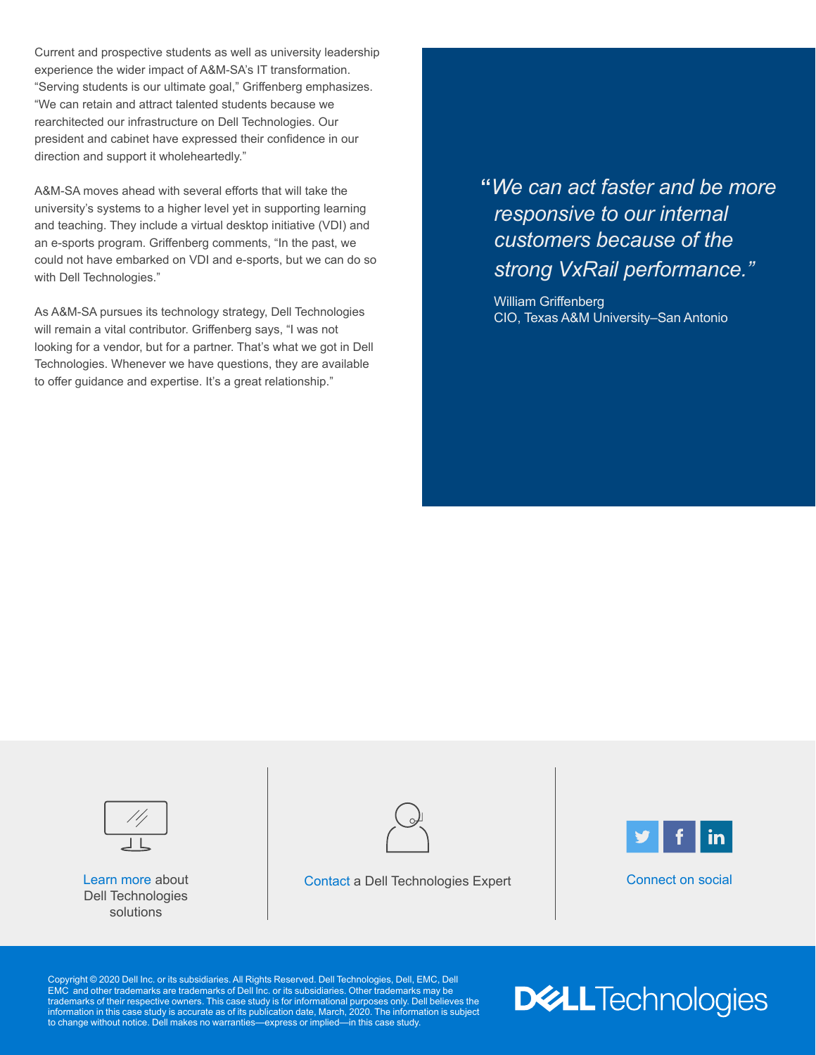Current and prospective students as well as university leadership experience the wider impact of A&M-SA's IT transformation. "Serving students is our ultimate goal," Griffenberg emphasizes. "We can retain and attract talented students because we rearchitected our infrastructure on Dell Technologies. Our president and cabinet have expressed their confidence in our direction and support it wholeheartedly."

A&M-SA moves ahead with several efforts that will take the university's systems to a higher level yet in supporting learning and teaching. They include a virtual desktop initiative (VDI) and an e-sports program. Griffenberg comments, "In the past, we could not have embarked on VDI and e-sports, but we can do so with Dell Technologies."

As A&M-SA pursues its technology strategy, Dell Technologies will remain a vital contributor. Griffenberg says, "I was not looking for a vendor, but for a partner. That's what we got in Dell Technologies. Whenever we have questions, they are available to offer guidance and expertise. It's a great relationship."

> *"We can act faster and be more responsive to our internal customers because of the strong VxRail performance."*
>
> William Griffenberg
> CIO, Texas A&M University–San Antonio

Learn more about Dell Technologies solutions

Contact a Dell Technologies Expert

Connect on social

Copyright © 2020 Dell Inc. or its subsidiaries. All Rights Reserved. Dell Technologies, Dell, EMC, Dell EMC and other trademarks are trademarks of Dell Inc. or its subsidiaries. Other trademarks may be trademarks of their respective owners. This case study is for informational purposes only. Dell believes the information in this case study is accurate as of its publication date, March, 2020. The information is subject to change without notice. Dell makes no warranties—express or implied—in this case study.

DELL Technologies